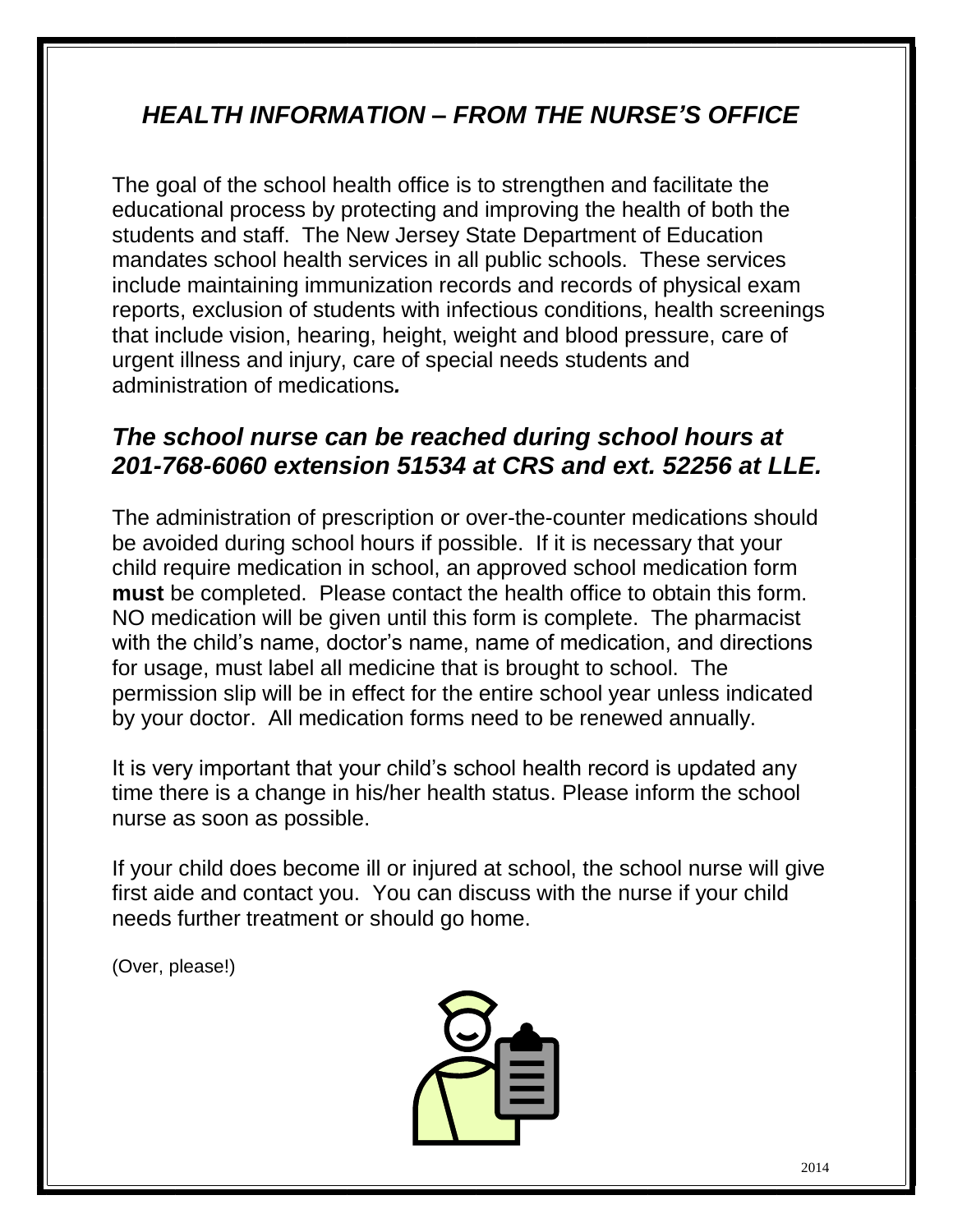# *HEALTH INFORMATION – FROM THE NURSE'S OFFICE*

The goal of the school health office is to strengthen and facilitate the educational process by protecting and improving the health of both the students and staff. The New Jersey State Department of Education mandates school health services in all public schools. These services include maintaining immunization records and records of physical exam reports, exclusion of students with infectious conditions, health screenings that include vision, hearing, height, weight and blood pressure, care of urgent illness and injury, care of special needs students and administration of medications.

## *The school nurse can be reached during school hours at 201-768-6060 extension 51534 at CRS and ext. 52256 at LLE.*

The administration of prescription or over-the-counter medications should be avoided during school hours if possible. If it is necessary that your child require medication in school, an approved school medication form **must** be completed. Please contact the health office to obtain this form. NO medication will be given until this form is complete. The pharmacist with the child's name, doctor's name, name of medication, and directions for usage, must label all medicine that is brought to school. The permission slip will be in effect for the entire school year unless indicated by your doctor. All medication forms need to be renewed annually.

It is very important that your child's school health record is updated any time there is a change in his/her health status. Please inform the school nurse as soon as possible.

If your child does become ill or injured at school, the school nurse will give first aide and contact you. You can discuss with the nurse if your child needs further treatment or should go home.

(Over, please!)

2014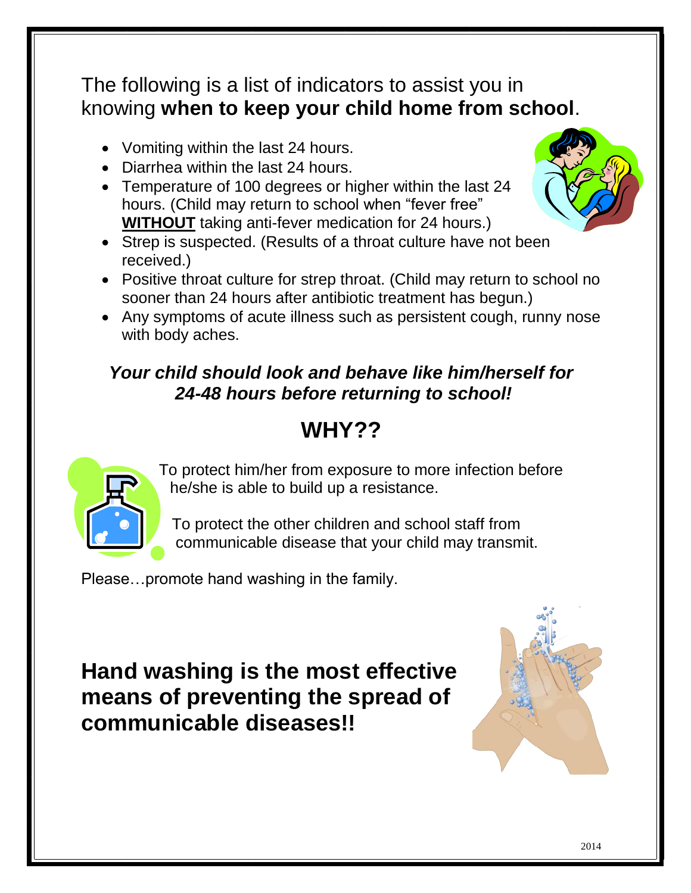The following is a list of indicators to assist you in knowing **when to keep your child home from school**.

- Vomiting within the last 24 hours.
- Diarrhea within the last 24 hours.
- Temperature of 100 degrees or higher within the last 24 hours. (Child may return to school when "fever free" **WITHOUT** taking anti-fever medication for 24 hours.)
- Strep is suspected. (Results of a throat culture have not been received.)
- Positive throat culture for strep throat. (Child may return to school no sooner than 24 hours after antibiotic treatment has begun.)
- Any symptoms of acute illness such as persistent cough, runny nose with body aches.

***Your child should look and behave like him/herself for 24-48 hours before returning to school!***

## WHY??

To protect him/her from exposure to more infection before he/she is able to build up a resistance.

To protect the other children and school staff from communicable disease that your child may transmit.

Please…promote hand washing in the family.

**Hand washing is the most effective means of preventing the spread of communicable diseases!!**

2014